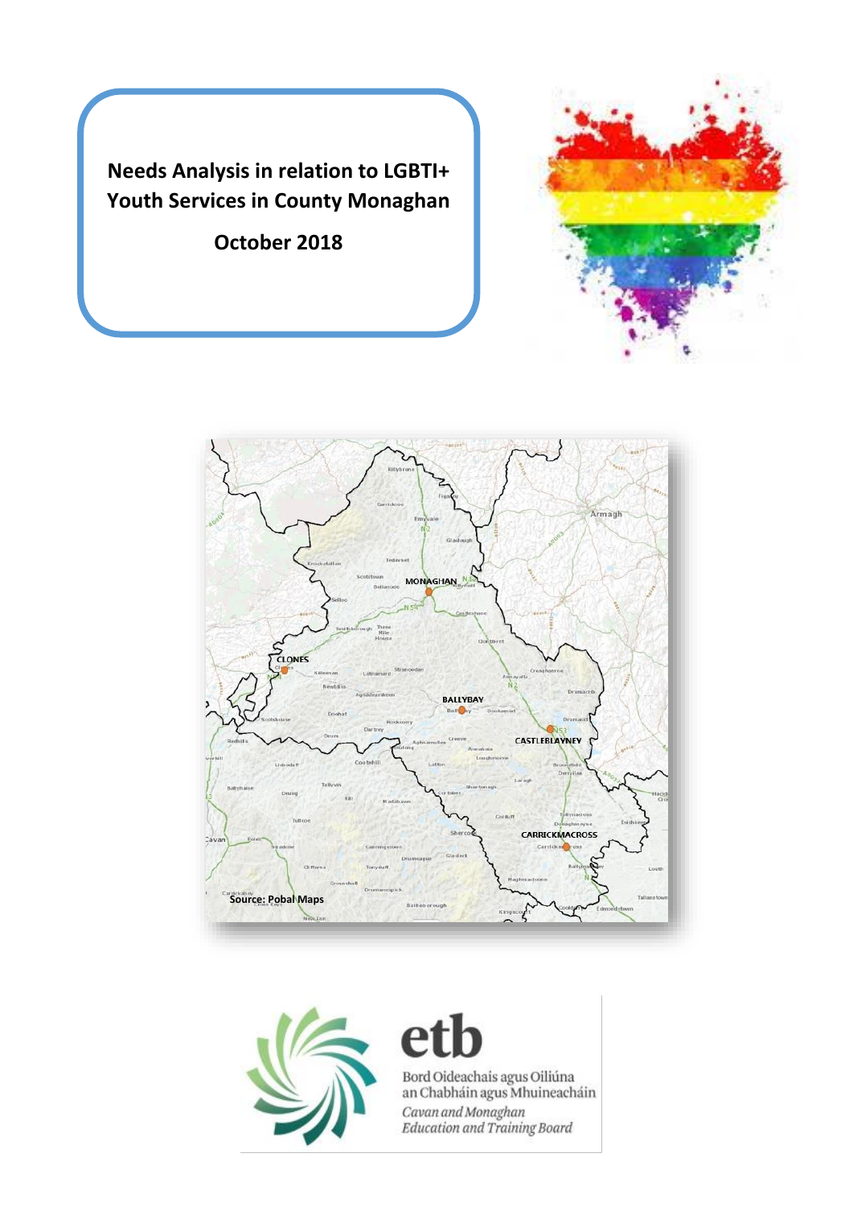# Needs Analysis in relation to LGBTI+ Youth Services in County Monaghan

**October 2018**

Source: Pobal Maps

Bord Oideachais agus Oiliúna an Chabháin agus Mhuineacháin

*Cavan and Monaghan Education and Training Board*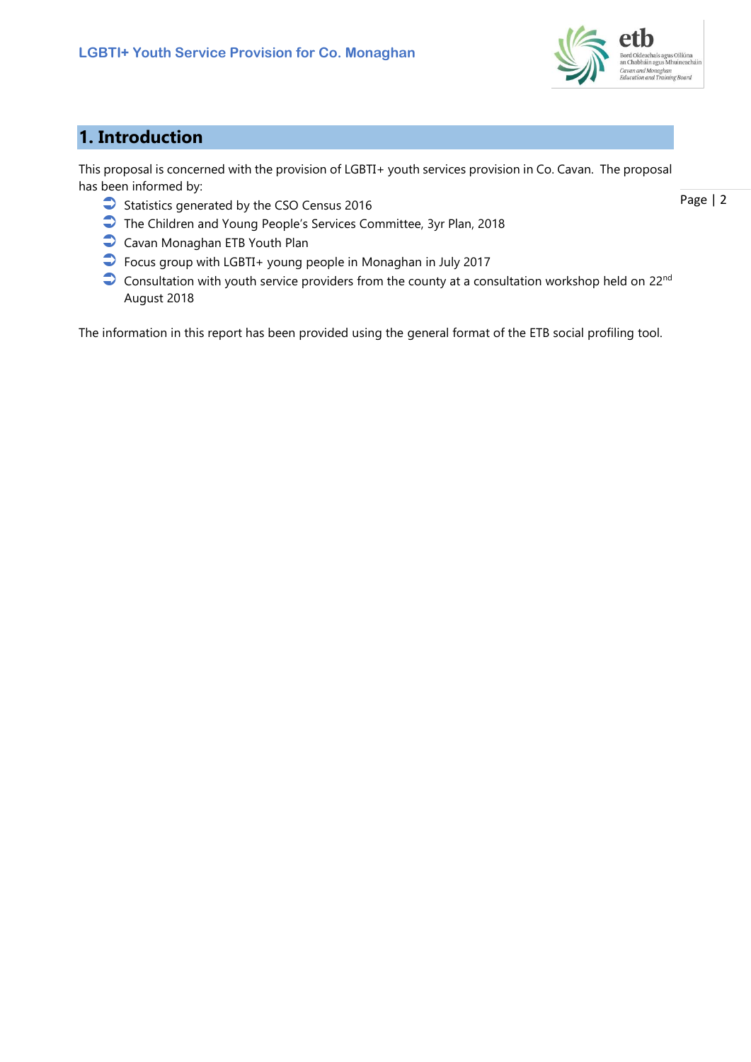# 1. Introduction

This proposal is concerned with the provision of LGBTI+ youth services provision in Co. Cavan. The proposal has been informed by:

- Statistics generated by the CSO Census 2016
- The Children and Young People's Services Committee, 3yr Plan, 2018
- Cavan Monaghan ETB Youth Plan
- Focus group with LGBTI+ young people in Monaghan in July 2017
- Consultation with youth service providers from the county at a consultation workshop held on 22nd August 2018

The information in this report has been provided using the general format of the ETB social profiling tool.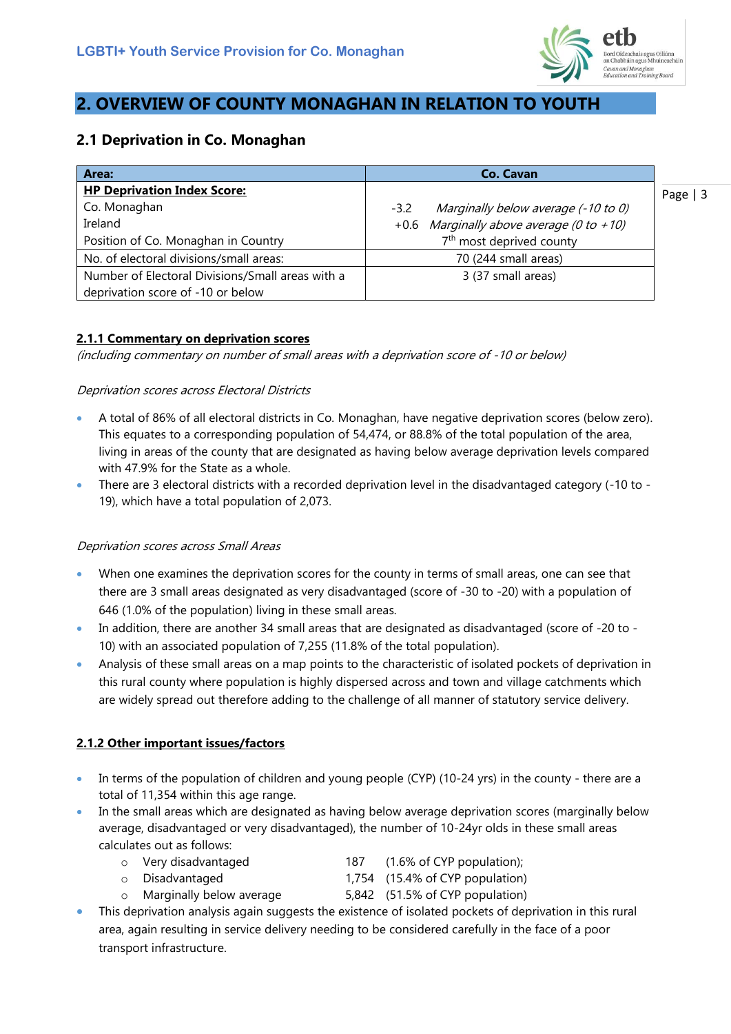# 2. OVERVIEW OF COUNTY MONAGHAN IN RELATION TO YOUTH

## 2.1 Deprivation in Co. Monaghan

| Area: | Co. Cavan |
|---|---|
| **HP Deprivation Index Score:** | |
| Co. Monaghan | -3.2 *Marginally below average (-10 to 0)* |
| Ireland | +0.6 *Marginally above average (0 to +10)* |
| Position of Co. Monaghan in Country | 7th most deprived county |
| No. of electoral divisions/small areas: | 70 (244 small areas) |
| Number of Electoral Divisions/Small areas with a deprivation score of -10 or below | 3 (37 small areas) |

### 2.1.1 Commentary on deprivation scores

*(including commentary on number of small areas with a deprivation score of -10 or below)*

*Deprivation scores across Electoral Districts*

- A total of 86% of all electoral districts in Co. Monaghan, have negative deprivation scores (below zero). This equates to a corresponding population of 54,474, or 88.8% of the total population of the area, living in areas of the county that are designated as having below average deprivation levels compared with 47.9% for the State as a whole.
- There are 3 electoral districts with a recorded deprivation level in the disadvantaged category (-10 to -19), which have a total population of 2,073.

*Deprivation scores across Small Areas*

- When one examines the deprivation scores for the county in terms of small areas, one can see that there are 3 small areas designated as very disadvantaged (score of -30 to -20) with a population of 646 (1.0% of the population) living in these small areas.
- In addition, there are another 34 small areas that are designated as disadvantaged (score of -20 to -10) with an associated population of 7,255 (11.8% of the total population).
- Analysis of these small areas on a map points to the characteristic of isolated pockets of deprivation in this rural county where population is highly dispersed across and town and village catchments which are widely spread out therefore adding to the challenge of all manner of statutory service delivery.

### 2.1.2 Other important issues/factors

- In terms of the population of children and young people (CYP) (10-24 yrs) in the county - there are a total of 11,354 within this age range.
- In the small areas which are designated as having below average deprivation scores (marginally below average, disadvantaged or very disadvantaged), the number of 10-24yr olds in these small areas calculates out as follows:
  - Very disadvantaged 187 (1.6% of CYP population);
  - Disadvantaged 1,754 (15.4% of CYP population)
  - Marginally below average 5,842 (51.5% of CYP population)
- This deprivation analysis again suggests the existence of isolated pockets of deprivation in this rural area, again resulting in service delivery needing to be considered carefully in the face of a poor transport infrastructure.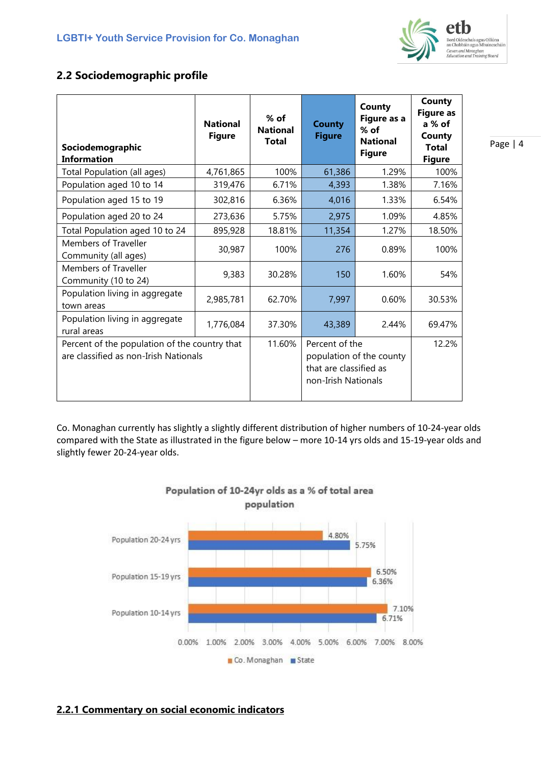## 2.2 Sociodemographic profile

| Sociodemographic Information | National Figure | % of National Total | County Figure | County Figure as a % of National Figure | County Figure as a % of County Total Figure |
|---|---|---|---|---|---|
| Total Population (all ages) | 4,761,865 | 100% | 61,386 | 1.29% | 100% |
| Population aged 10 to 14 | 319,476 | 6.71% | 4,393 | 1.38% | 7.16% |
| Population aged 15 to 19 | 302,816 | 6.36% | 4,016 | 1.33% | 6.54% |
| Population aged 20 to 24 | 273,636 | 5.75% | 2,975 | 1.09% | 4.85% |
| Total Population aged 10 to 24 | 895,928 | 18.81% | 11,354 | 1.27% | 18.50% |
| Members of Traveller Community (all ages) | 30,987 | 100% | 276 | 0.89% | 100% |
| Members of Traveller Community (10 to 24) | 9,383 | 30.28% | 150 | 1.60% | 54% |
| Population living in aggregate town areas | 2,985,781 | 62.70% | 7,997 | 0.60% | 30.53% |
| Population living in aggregate rural areas | 1,776,084 | 37.30% | 43,389 | 2.44% | 69.47% |
| Percent of the population of the country that are classified as non-Irish Nationals | | 11.60% | Percent of the population of the county that are classified as non-Irish Nationals | | 12.2% |

Co. Monaghan currently has slightly a slightly different distribution of higher numbers of 10-24-year olds compared with the State as illustrated in the figure below – more 10-14 yrs olds and 15-19-year olds and slightly fewer 20-24-year olds.

**Population of 10-24yr olds as a % of total area population**

| | Co. Monaghan | State |
|---|---|---|
| Population 20-24 yrs | 4.80% | 5.75% |
| Population 15-19 yrs | 6.50% | 6.36% |
| Population 10-14 yrs | 7.10% | 6.71% |

### 2.2.1 Commentary on social economic indicators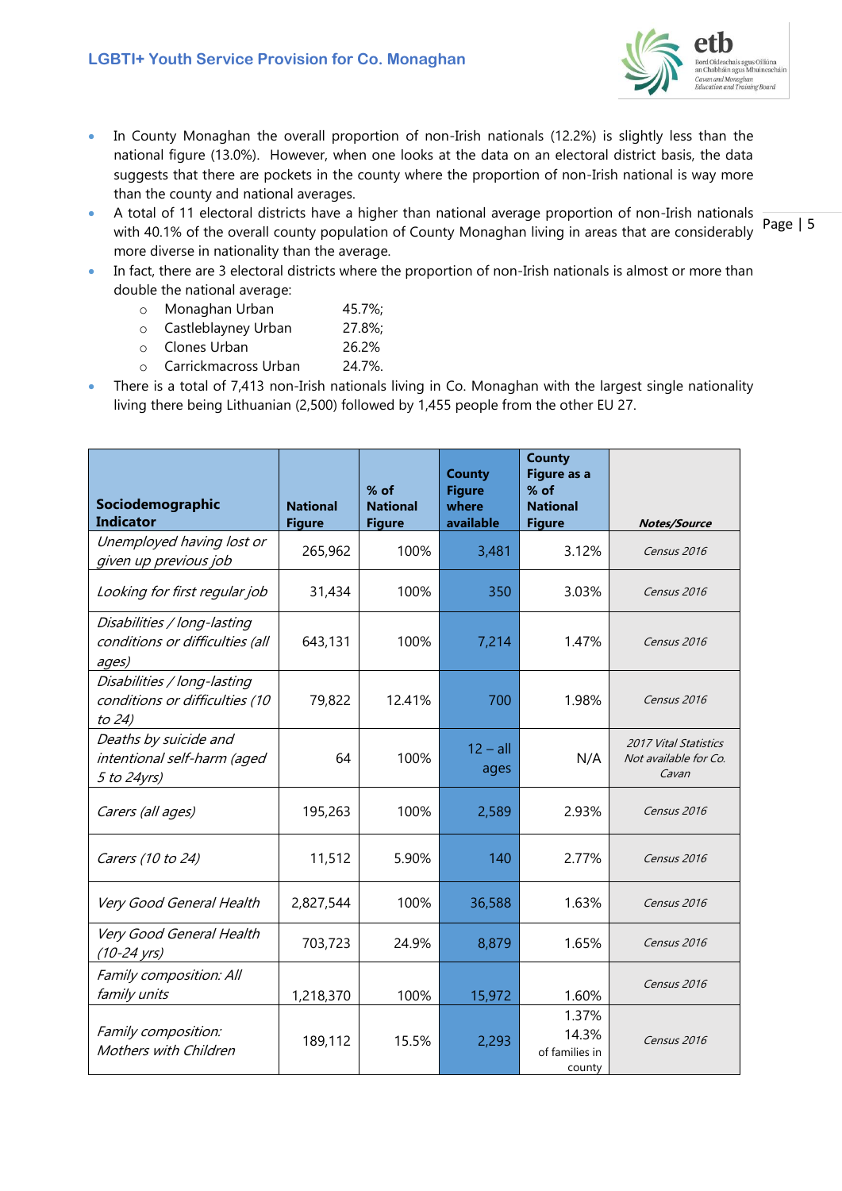- In County Monaghan the overall proportion of non-Irish nationals (12.2%) is slightly less than the national figure (13.0%). However, when one looks at the data on an electoral district basis, the data suggests that there are pockets in the county where the proportion of non-Irish national is way more than the county and national averages.
- A total of 11 electoral districts have a higher than national average proportion of non-Irish nationals with 40.1% of the overall county population of County Monaghan living in areas that are considerably more diverse in nationality than the average.
- In fact, there are 3 electoral districts where the proportion of non-Irish nationals is almost or more than double the national average:
  - Monaghan Urban 45.7%;
  - Castleblayney Urban 27.8%;
  - Clones Urban 26.2%
  - Carrickmacross Urban 24.7%.
- There is a total of 7,413 non-Irish nationals living in Co. Monaghan with the largest single nationality living there being Lithuanian (2,500) followed by 1,455 people from the other EU 27.

| Sociodemographic Indicator | National Figure | % of National Figure | County Figure where available | County Figure as a % of National Figure | Notes/Source |
|---|---|---|---|---|---|
| *Unemployed having lost or given up previous job* | 265,962 | 100% | 3,481 | 3.12% | *Census 2016* |
| *Looking for first regular job* | 31,434 | 100% | 350 | 3.03% | *Census 2016* |
| *Disabilities / long-lasting conditions or difficulties (all ages)* | 643,131 | 100% | 7,214 | 1.47% | *Census 2016* |
| *Disabilities / long-lasting conditions or difficulties (10 to 24)* | 79,822 | 12.41% | 700 | 1.98% | *Census 2016* |
| *Deaths by suicide and intentional self-harm (aged 5 to 24yrs)* | 64 | 100% | 12 – all ages | N/A | *2017 Vital Statistics Not available for Co. Cavan* |
| *Carers (all ages)* | 195,263 | 100% | 2,589 | 2.93% | *Census 2016* |
| *Carers (10 to 24)* | 11,512 | 5.90% | 140 | 2.77% | *Census 2016* |
| *Very Good General Health* | 2,827,544 | 100% | 36,588 | 1.63% | *Census 2016* |
| *Very Good General Health (10-24 yrs)* | 703,723 | 24.9% | 8,879 | 1.65% | *Census 2016* |
| *Family composition: All family units* | 1,218,370 | 100% | 15,972 | 1.60% | *Census 2016* |
| *Family composition: Mothers with Children* | 189,112 | 15.5% | 2,293 | 1.37% 14.3% of families in county | *Census 2016* |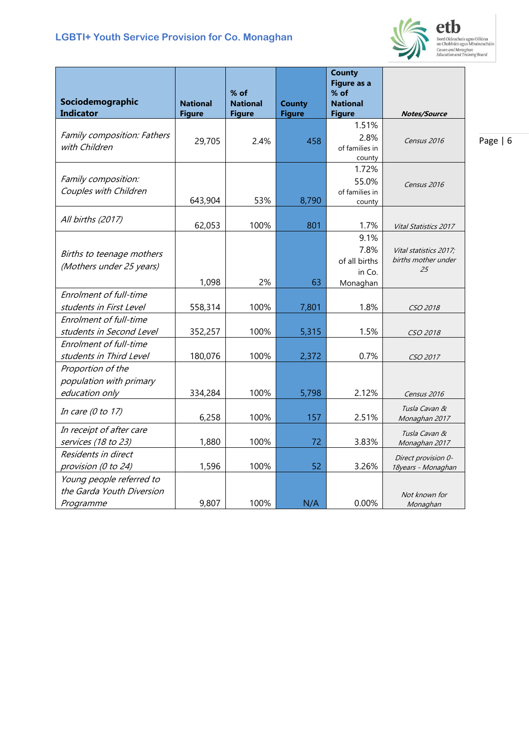| Sociodemographic Indicator | National Figure | % of National Figure | County Figure | County Figure as a % of National Figure | *Notes/Source* |
|---|---|---|---|---|---|
| *Family composition: Fathers with Children* | 29,705 | 2.4% | 458 | 1.51% 2.8% of families in county | *Census 2016* |
| *Family composition: Couples with Children* | 643,904 | 53% | 8,790 | 1.72% 55.0% of families in county | *Census 2016* |
| *All births (2017)* | 62,053 | 100% | 801 | 1.7% | *Vital Statistics 2017* |
| *Births to teenage mothers (Mothers under 25 years)* | 1,098 | 2% | 63 | 9.1% 7.8% of all births in Co. Monaghan | *Vital statistics 2017; births mother under 25* |
| *Enrolment of full-time students in First Level* | 558,314 | 100% | 7,801 | 1.8% | *CSO 2018* |
| *Enrolment of full-time students in Second Level* | 352,257 | 100% | 5,315 | 1.5% | *CSO 2018* |
| *Enrolment of full-time students in Third Level* | 180,076 | 100% | 2,372 | 0.7% | *CSO 2017* |
| *Proportion of the population with primary education only* | 334,284 | 100% | 5,798 | 2.12% | *Census 2016* |
| *In care (0 to 17)* | 6,258 | 100% | 157 | 2.51% | *Tusla Cavan & Monaghan 2017* |
| *In receipt of after care services (18 to 23)* | 1,880 | 100% | 72 | 3.83% | *Tusla Cavan & Monaghan 2017* |
| *Residents in direct provision (0 to 24)* | 1,596 | 100% | 52 | 3.26% | *Direct provision 0-18years - Monaghan* |
| *Young people referred to the Garda Youth Diversion Programme* | 9,807 | 100% | N/A | 0.00% | *Not known for Monaghan* |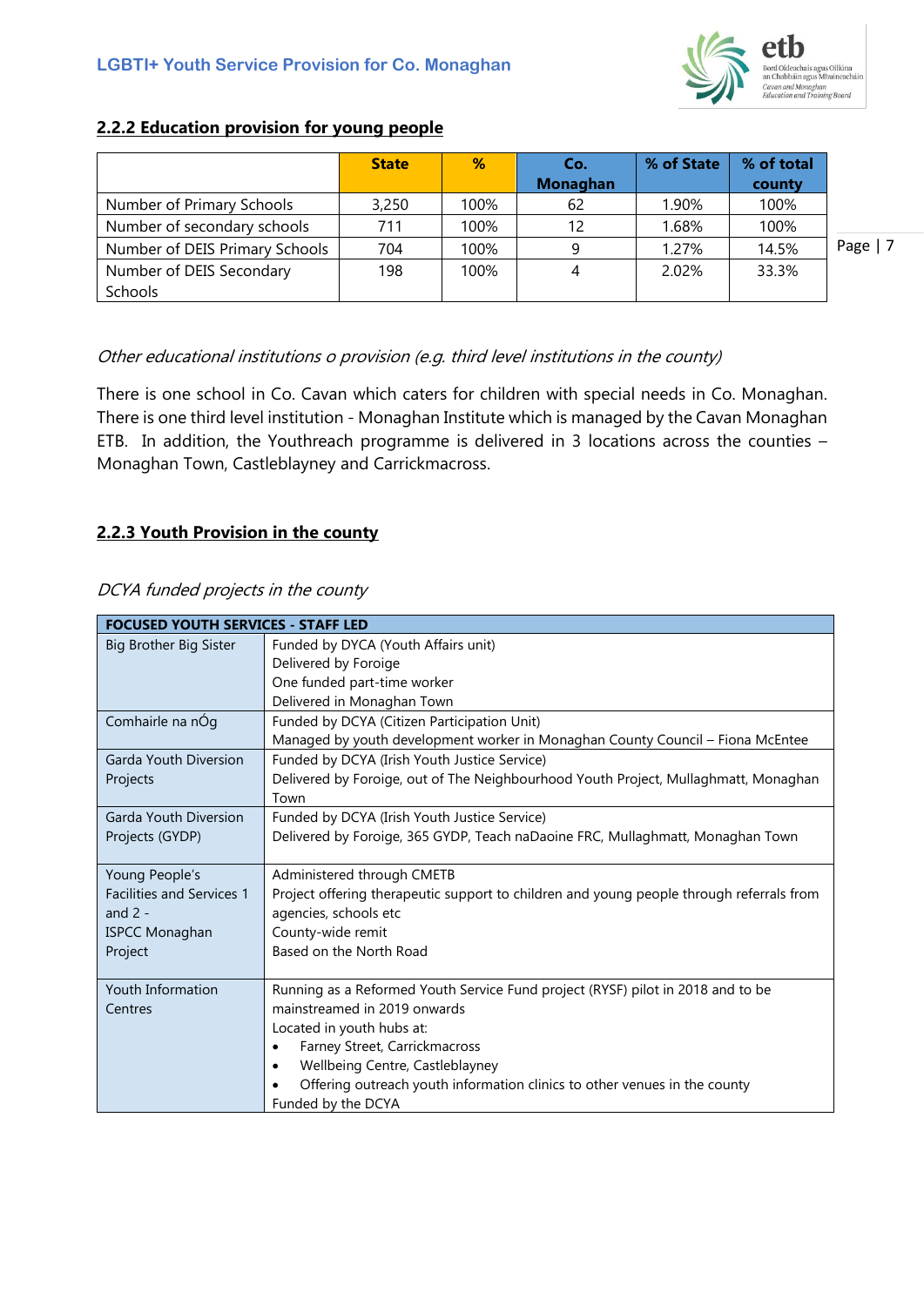## 2.2.2 Education provision for young people

| | State | % | Co. Monaghan | % of State | % of total county |
|---|---|---|---|---|---|
| Number of Primary Schools | 3,250 | 100% | 62 | 1.90% | 100% |
| Number of secondary schools | 711 | 100% | 12 | 1.68% | 100% |
| Number of DEIS Primary Schools | 704 | 100% | 9 | 1.27% | 14.5% |
| Number of DEIS Secondary Schools | 198 | 100% | 4 | 2.02% | 33.3% |

*Other educational institutions o provision (e.g. third level institutions in the county)*

There is one school in Co. Cavan which caters for children with special needs in Co. Monaghan. There is one third level institution - Monaghan Institute which is managed by the Cavan Monaghan ETB. In addition, the Youthreach programme is delivered in 3 locations across the counties – Monaghan Town, Castleblayney and Carrickmacross.

## 2.2.3 Youth Provision in the county

*DCYA funded projects in the county*

| FOCUSED YOUTH SERVICES - STAFF LED | |
|---|---|
| Big Brother Big Sister | Funded by DYCA (Youth Affairs unit)<br>Delivered by Foroige<br>One funded part-time worker<br>Delivered in Monaghan Town |
| Comhairle na nÓg | Funded by DCYA (Citizen Participation Unit)<br>Managed by youth development worker in Monaghan County Council – Fiona McEntee |
| Garda Youth Diversion Projects | Funded by DCYA (Irish Youth Justice Service)<br>Delivered by Foroige, out of The Neighbourhood Youth Project, Mullaghmatt, Monaghan Town |
| Garda Youth Diversion Projects (GYDP) | Funded by DCYA (Irish Youth Justice Service)<br>Delivered by Foroige, 365 GYDP, Teach naDaoine FRC, Mullaghmatt, Monaghan Town |
| Young People's Facilities and Services 1 and 2 - ISPCC Monaghan Project | Administered through CMETB<br>Project offering therapeutic support to children and young people through referrals from agencies, schools etc<br>County-wide remit<br>Based on the North Road |
| Youth Information Centres | Running as a Reformed Youth Service Fund project (RYSF) pilot in 2018 and to be mainstreamed in 2019 onwards<br>Located in youth hubs at:<br>• Farney Street, Carrickmacross<br>• Wellbeing Centre, Castleblayney<br>• Offering outreach youth information clinics to other venues in the county<br>Funded by the DCYA |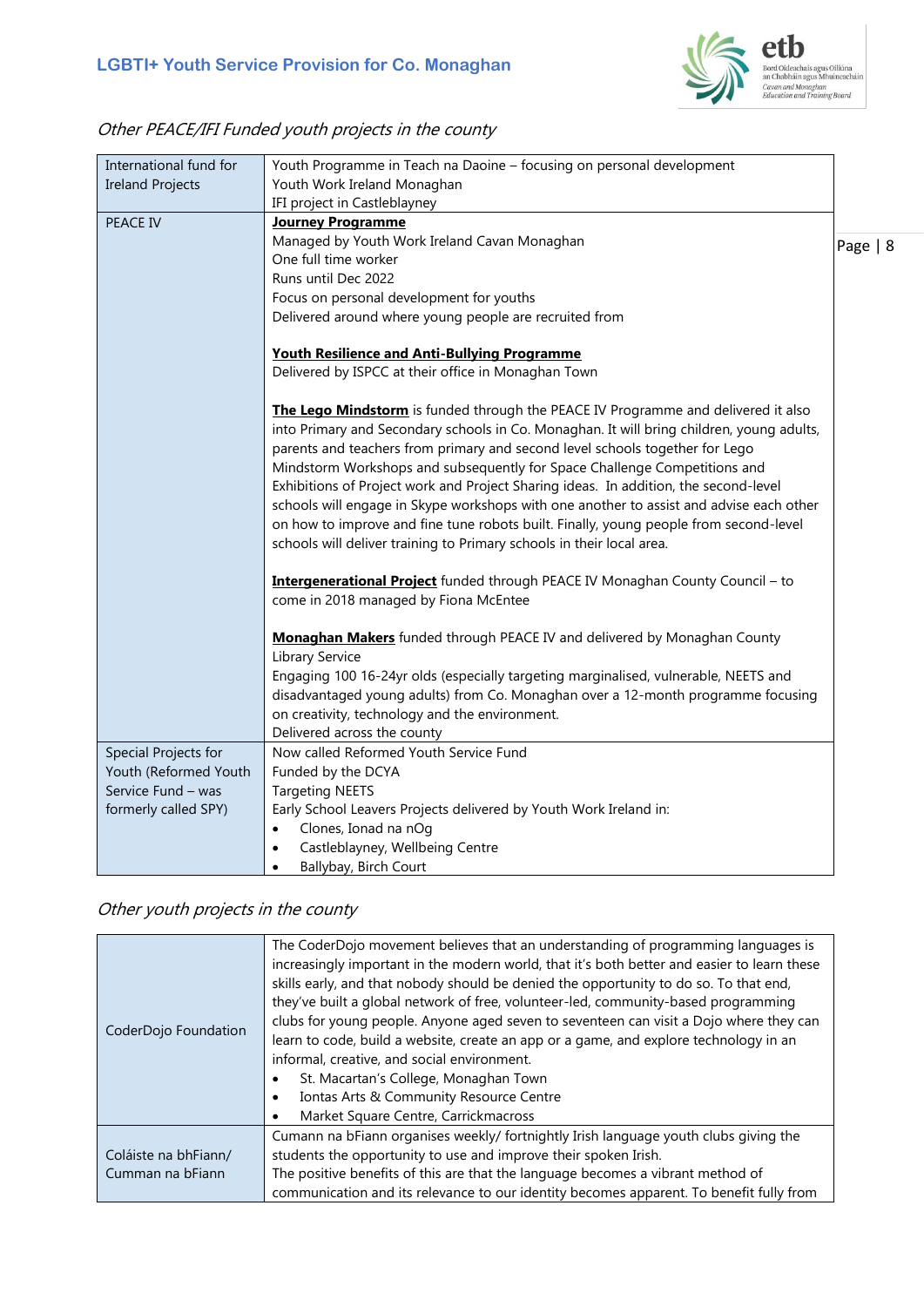*Other PEACE/IFI Funded youth projects in the county*

| | |
|---|---|
| International fund for Ireland Projects | Youth Programme in Teach na Daoine – focusing on personal development<br>Youth Work Ireland Monaghan<br>IFI project in Castleblayney |
| PEACE IV | **Journey Programme**<br>Managed by Youth Work Ireland Cavan Monaghan<br>One full time worker<br>Runs until Dec 2022<br>Focus on personal development for youths<br>Delivered around where young people are recruited from<br><br>**Youth Resilience and Anti-Bullying Programme**<br>Delivered by ISPCC at their office in Monaghan Town<br><br>**The Lego Mindstorm** is funded through the PEACE IV Programme and delivered it also into Primary and Secondary schools in Co. Monaghan. It will bring children, young adults, parents and teachers from primary and second level schools together for Lego Mindstorm Workshops and subsequently for Space Challenge Competitions and Exhibitions of Project work and Project Sharing ideas. In addition, the second-level schools will engage in Skype workshops with one another to assist and advise each other on how to improve and fine tune robots built. Finally, young people from second-level schools will deliver training to Primary schools in their local area.<br><br>**Intergenerational Project** funded through PEACE IV Monaghan County Council – to come in 2018 managed by Fiona McEntee<br><br>**Monaghan Makers** funded through PEACE IV and delivered by Monaghan County Library Service<br>Engaging 100 16-24yr olds (especially targeting marginalised, vulnerable, NEETS and disadvantaged young adults) from Co. Monaghan over a 12-month programme focusing on creativity, technology and the environment.<br>Delivered across the county |
| Special Projects for Youth (Reformed Youth Service Fund – was formerly called SPY) | Now called Reformed Youth Service Fund<br>Funded by the DCYA<br>Targeting NEETS<br>Early School Leavers Projects delivered by Youth Work Ireland in:<br>• Clones, Ionad na nOg<br>• Castleblayney, Wellbeing Centre<br>• Ballybay, Birch Court |

*Other youth projects in the county*

| | |
|---|---|
| CoderDojo Foundation | The CoderDojo movement believes that an understanding of programming languages is increasingly important in the modern world, that it's both better and easier to learn these skills early, and that nobody should be denied the opportunity to do so. To that end, they've built a global network of free, volunteer-led, community-based programming clubs for young people. Anyone aged seven to seventeen can visit a Dojo where they can learn to code, build a website, create an app or a game, and explore technology in an informal, creative, and social environment.<br>• St. Macartan's College, Monaghan Town<br>• Iontas Arts & Community Resource Centre<br>• Market Square Centre, Carrickmacross |
| Coláiste na bhFiann/ Cumman na bFiann | Cumann na bFiann organises weekly/ fortnightly Irish language youth clubs giving the students the opportunity to use and improve their spoken Irish.<br>The positive benefits of this are that the language becomes a vibrant method of communication and its relevance to our identity becomes apparent. To benefit fully from |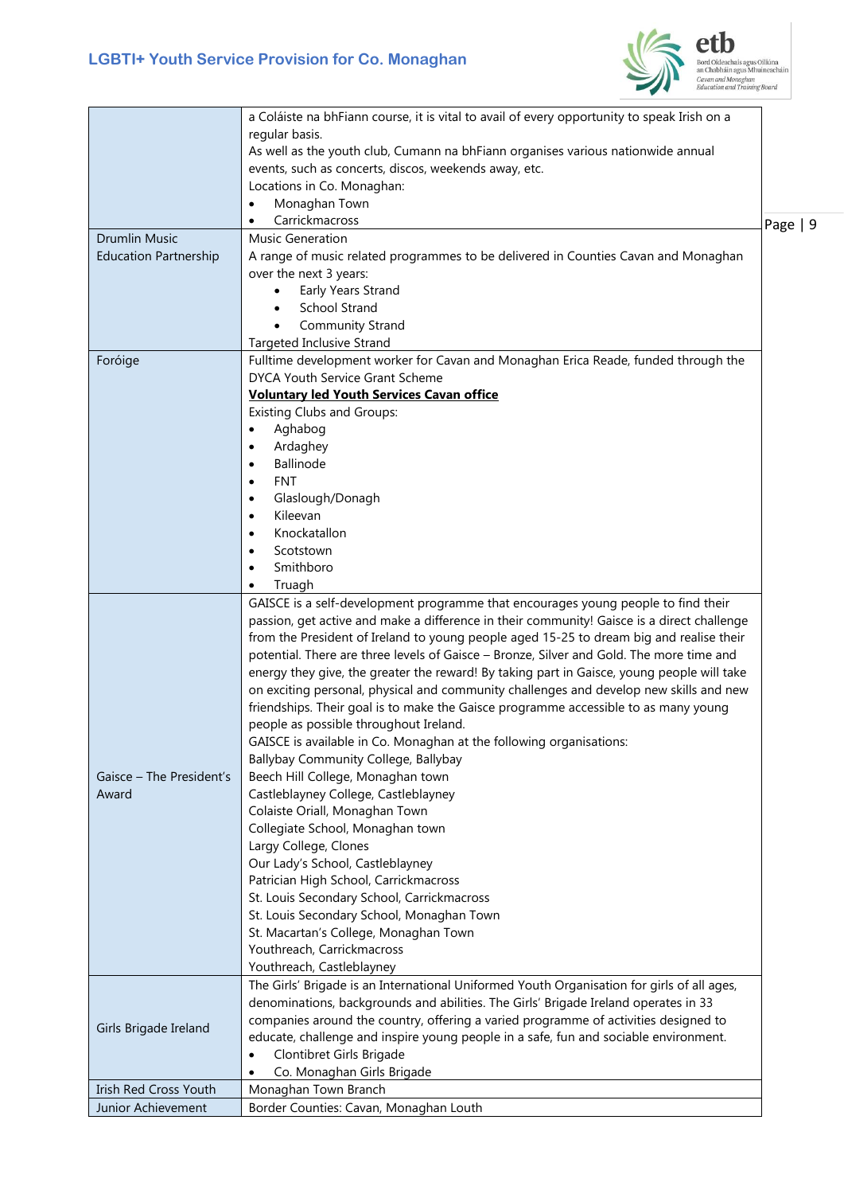| | |
|---|---|
| | a Coláiste na bhFiann course, it is vital to avail of every opportunity to speak Irish on a regular basis.<br>As well as the youth club, Cumann na bhFiann organises various nationwide annual events, such as concerts, discos, weekends away, etc.<br>Locations in Co. Monaghan:<br>• Monaghan Town<br>• Carrickmacross |
| Drumlin Music Education Partnership | Music Generation<br>A range of music related programmes to be delivered in Counties Cavan and Monaghan over the next 3 years:<br>• Early Years Strand<br>• School Strand<br>• Community Strand<br>Targeted Inclusive Strand |
| Foróige | Fulltime development worker for Cavan and Monaghan Erica Reade, funded through the DYCA Youth Service Grant Scheme<br>**Voluntary led Youth Services Cavan office**<br>Existing Clubs and Groups:<br>• Aghabog<br>• Ardaghey<br>• Ballinode<br>• FNT<br>• Glaslough/Donagh<br>• Kileevan<br>• Knockatallon<br>• Scotstown<br>• Smithboro<br>• Truagh |
| Gaisce – The President's Award | GAISCE is a self-development programme that encourages young people to find their passion, get active and make a difference in their community! Gaisce is a direct challenge from the President of Ireland to young people aged 15-25 to dream big and realise their potential. There are three levels of Gaisce – Bronze, Silver and Gold. The more time and energy they give, the greater the reward! By taking part in Gaisce, young people will take on exciting personal, physical and community challenges and develop new skills and new friendships. Their goal is to make the Gaisce programme accessible to as many young people as possible throughout Ireland.<br>GAISCE is available in Co. Monaghan at the following organisations:<br>Ballybay Community College, Ballybay<br>Beech Hill College, Monaghan town<br>Castleblayney College, Castleblayney<br>Colaiste Oriall, Monaghan Town<br>Collegiate School, Monaghan town<br>Largy College, Clones<br>Our Lady's School, Castleblayney<br>Patrician High School, Carrickmacross<br>St. Louis Secondary School, Carrickmacross<br>St. Louis Secondary School, Monaghan Town<br>St. Macartan's College, Monaghan Town<br>Youthreach, Carrickmacross<br>Youthreach, Castleblayney |
| Girls Brigade Ireland | The Girls' Brigade is an International Uniformed Youth Organisation for girls of all ages, denominations, backgrounds and abilities. The Girls' Brigade Ireland operates in 33 companies around the country, offering a varied programme of activities designed to educate, challenge and inspire young people in a safe, fun and sociable environment.<br>• Clontibret Girls Brigade<br>• Co. Monaghan Girls Brigade |
| Irish Red Cross Youth | Monaghan Town Branch |
| Junior Achievement | Border Counties: Cavan, Monaghan Louth |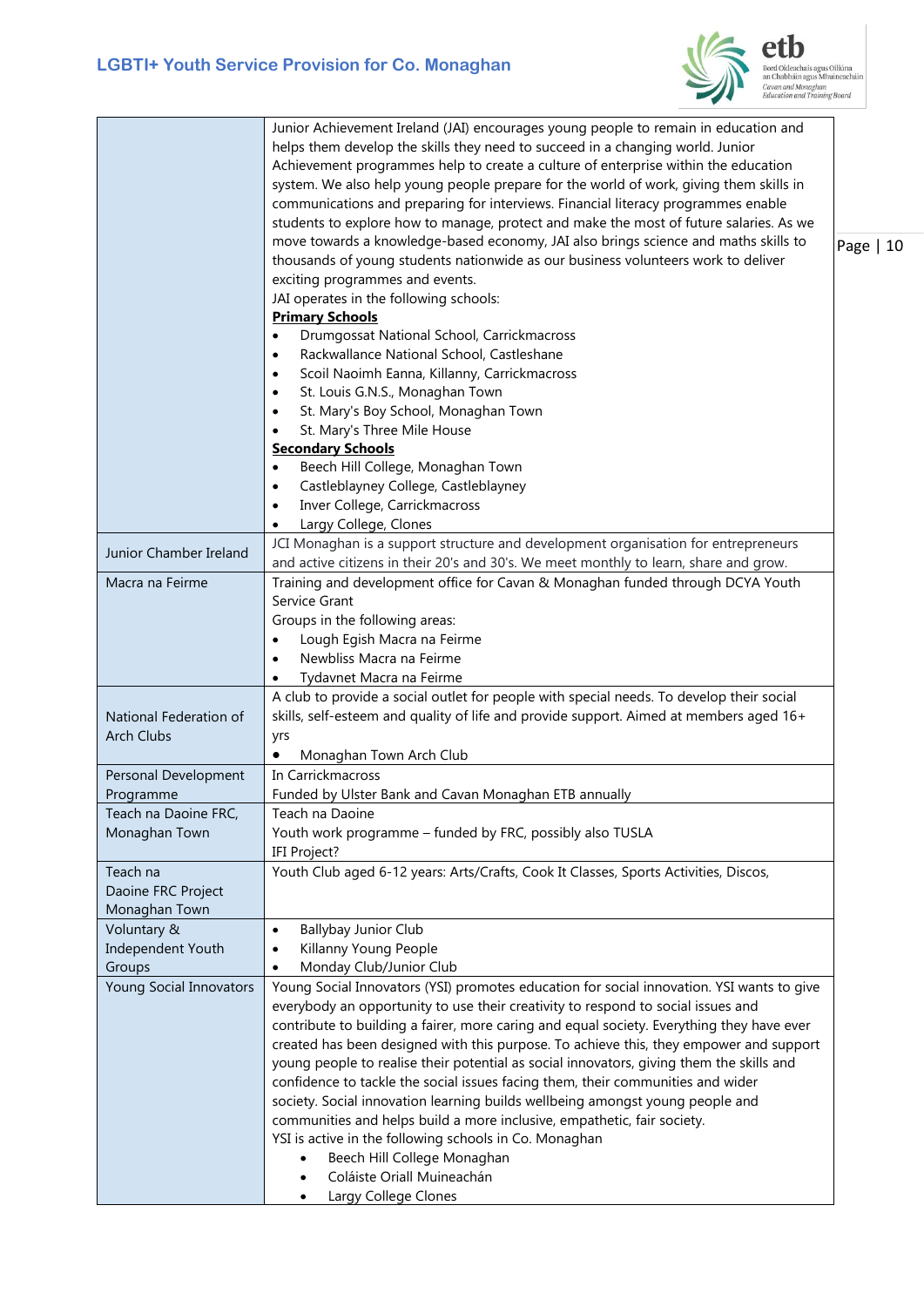| | |
|---|---|
| | Junior Achievement Ireland (JAI) encourages young people to remain in education and helps them develop the skills they need to succeed in a changing world. Junior Achievement programmes help to create a culture of enterprise within the education system. We also help young people prepare for the world of work, giving them skills in communications and preparing for interviews. Financial literacy programmes enable students to explore how to manage, protect and make the most of future salaries. As we move towards a knowledge-based economy, JAI also brings science and maths skills to thousands of young students nationwide as our business volunteers work to deliver exciting programmes and events.<br>JAI operates in the following schools:<br>**Primary Schools**<br>• Drumgossat National School, Carrickmacross<br>• Rackwallance National School, Castleshane<br>• Scoil Naoimh Eanna, Killanny, Carrickmacross<br>• St. Louis G.N.S., Monaghan Town<br>• St. Mary's Boy School, Monaghan Town<br>• St. Mary's Three Mile House<br>**Secondary Schools**<br>• Beech Hill College, Monaghan Town<br>• Castleblayney College, Castleblayney<br>• Inver College, Carrickmacross<br>• Largy College, Clones |
| Junior Chamber Ireland | JCI Monaghan is a support structure and development organisation for entrepreneurs and active citizens in their 20's and 30's. We meet monthly to learn, share and grow. |
| Macra na Feirme | Training and development office for Cavan & Monaghan funded through DCYA Youth Service Grant<br>Groups in the following areas:<br>• Lough Egish Macra na Feirme<br>• Newbliss Macra na Feirme<br>• Tydavnet Macra na Feirme |
| National Federation of Arch Clubs | A club to provide a social outlet for people with special needs. To develop their social skills, self-esteem and quality of life and provide support. Aimed at members aged 16+ yrs<br>• Monaghan Town Arch Club |
| Personal Development Programme | In Carrickmacross<br>Funded by Ulster Bank and Cavan Monaghan ETB annually |
| Teach na Daoine FRC, Monaghan Town | Teach na Daoine<br>Youth work programme – funded by FRC, possibly also TUSLA<br>IFI Project? |
| Teach na Daoine FRC Project Monaghan Town | Youth Club aged 6-12 years: Arts/Crafts, Cook It Classes, Sports Activities, Discos, |
| Voluntary & Independent Youth Groups | • Ballybay Junior Club<br>• Killanny Young People<br>• Monday Club/Junior Club |
| Young Social Innovators | Young Social Innovators (YSI) promotes education for social innovation. YSI wants to give everybody an opportunity to use their creativity to respond to social issues and contribute to building a fairer, more caring and equal society. Everything they have ever created has been designed with this purpose. To achieve this, they empower and support young people to realise their potential as social innovators, giving them the skills and confidence to tackle the social issues facing them, their communities and wider society. Social innovation learning builds wellbeing amongst young people and communities and helps build a more inclusive, empathetic, fair society.<br>YSI is active in the following schools in Co. Monaghan<br>• Beech Hill College Monaghan<br>• Coláiste Oriall Muineachán<br>• Largy College Clones |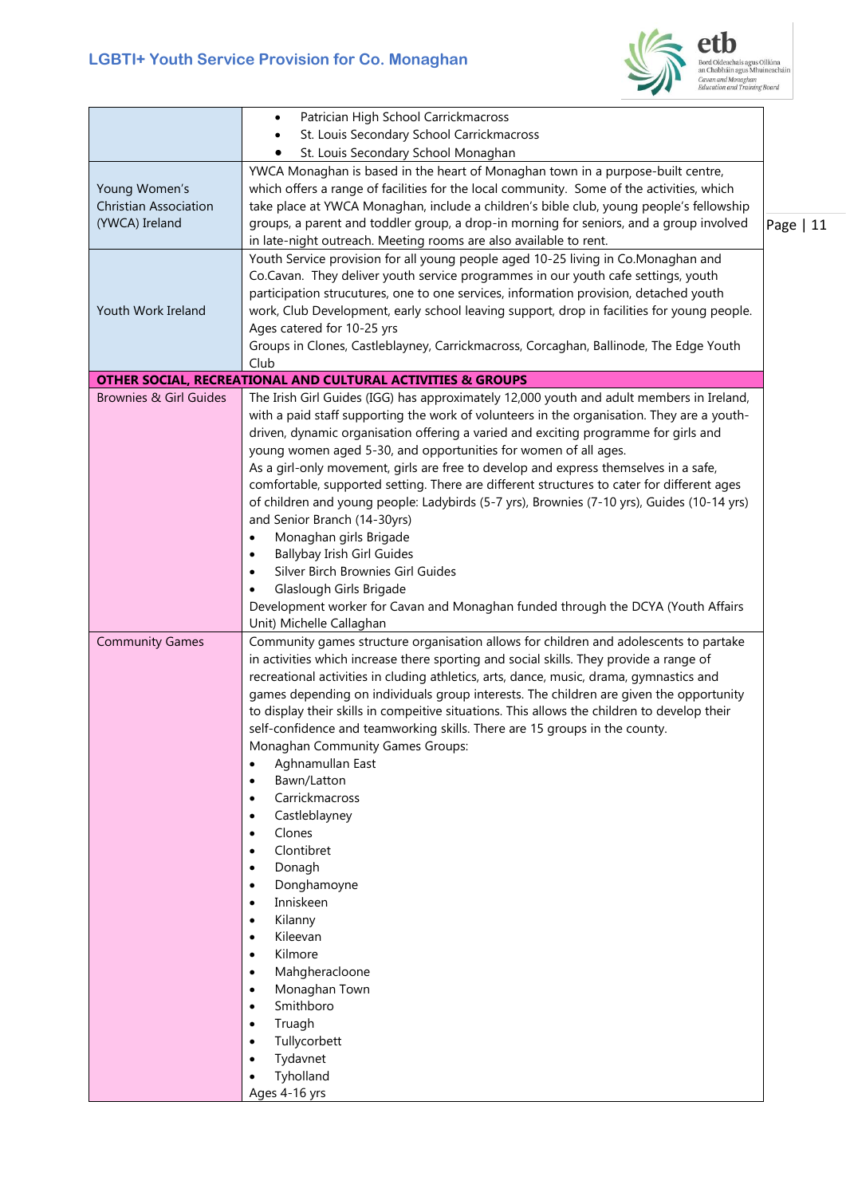| | |
|---|---|
| | • Patrician High School Carrickmacross<br>• St. Louis Secondary School Carrickmacross<br>• St. Louis Secondary School Monaghan |
| Young Women's Christian Association (YWCA) Ireland | YWCA Monaghan is based in the heart of Monaghan town in a purpose-built centre, which offers a range of facilities for the local community. Some of the activities, which take place at YWCA Monaghan, include a children's bible club, young people's fellowship groups, a parent and toddler group, a drop-in morning for seniors, and a group involved in late-night outreach. Meeting rooms are also available to rent. |
| Youth Work Ireland | Youth Service provision for all young people aged 10-25 living in Co.Monaghan and Co.Cavan. They deliver youth service programmes in our youth cafe settings, youth participation strucutures, one to one services, information provision, detached youth work, Club Development, early school leaving support, drop in facilities for young people. Ages catered for 10-25 yrs<br>Groups in Clones, Castleblayney, Carrickmacross, Corcaghan, Ballinode, The Edge Youth Club |
| **OTHER SOCIAL, RECREATIONAL AND CULTURAL ACTIVITIES & GROUPS** | |
| Brownies & Girl Guides | The Irish Girl Guides (IGG) has approximately 12,000 youth and adult members in Ireland, with a paid staff supporting the work of volunteers in the organisation. They are a youth-driven, dynamic organisation offering a varied and exciting programme for girls and young women aged 5-30, and opportunities for women of all ages.<br>As a girl-only movement, girls are free to develop and express themselves in a safe, comfortable, supported setting. There are different structures to cater for different ages of children and young people: Ladybirds (5-7 yrs), Brownies (7-10 yrs), Guides (10-14 yrs) and Senior Branch (14-30yrs)<br>• Monaghan girls Brigade<br>• Ballybay Irish Girl Guides<br>• Silver Birch Brownies Girl Guides<br>• Glaslough Girls Brigade<br>Development worker for Cavan and Monaghan funded through the DCYA (Youth Affairs Unit) Michelle Callaghan |
| Community Games | Community games structure organisation allows for children and adolescents to partake in activities which increase there sporting and social skills. They provide a range of recreational activities in cluding athletics, arts, dance, music, drama, gymnastics and games depending on individuals group interests. The children are given the opportunity to display their skills in compeitive situations. This allows the children to develop their self-confidence and teamworking skills. There are 15 groups in the county.<br>Monaghan Community Games Groups:<br>• Aghnamullan East<br>• Bawn/Latton<br>• Carrickmacross<br>• Castleblayney<br>• Clones<br>• Clontibret<br>• Donagh<br>• Donghamoyne<br>• Inniskeen<br>• Kilanny<br>• Kileevan<br>• Kilmore<br>• Mahgheracloone<br>• Monaghan Town<br>• Smithboro<br>• Truagh<br>• Tullycorbett<br>• Tydavnet<br>• Tyholland<br>Ages 4-16 yrs |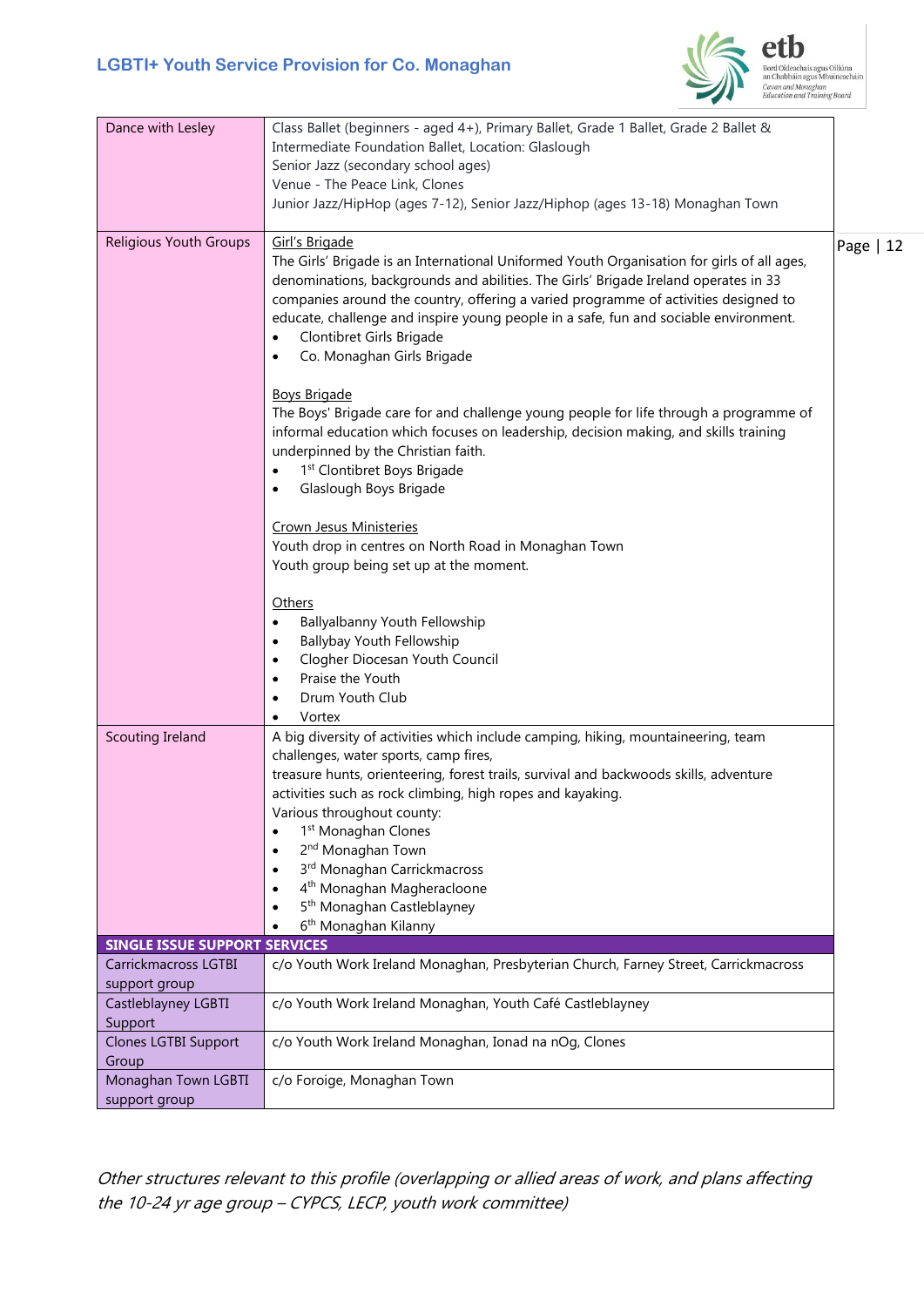| | |
|---|---|
| Dance with Lesley | Class Ballet (beginners - aged 4+), Primary Ballet, Grade 1 Ballet, Grade 2 Ballet & Intermediate Foundation Ballet, Location: Glaslough<br>Senior Jazz (secondary school ages)<br>Venue - The Peace Link, Clones<br>Junior Jazz/HipHop (ages 7-12), Senior Jazz/Hiphop (ages 13-18) Monaghan Town |
| Religious Youth Groups | Girl's Brigade<br>The Girls' Brigade is an International Uniformed Youth Organisation for girls of all ages, denominations, backgrounds and abilities. The Girls' Brigade Ireland operates in 33 companies around the country, offering a varied programme of activities designed to educate, challenge and inspire young people in a safe, fun and sociable environment.<br>• Clontibret Girls Brigade<br>• Co. Monaghan Girls Brigade<br><br>Boys Brigade<br>The Boys' Brigade care for and challenge young people for life through a programme of informal education which focuses on leadership, decision making, and skills training underpinned by the Christian faith.<br>• 1st Clontibret Boys Brigade<br>• Glaslough Boys Brigade<br><br>Crown Jesus Ministeries<br>Youth drop in centres on North Road in Monaghan Town<br>Youth group being set up at the moment.<br><br>Others<br>• Ballyalbanny Youth Fellowship<br>• Ballybay Youth Fellowship<br>• Clogher Diocesan Youth Council<br>• Praise the Youth<br>• Drum Youth Club<br>• Vortex |
| Scouting Ireland | A big diversity of activities which include camping, hiking, mountaineering, team challenges, water sports, camp fires,<br>treasure hunts, orienteering, forest trails, survival and backwoods skills, adventure activities such as rock climbing, high ropes and kayaking.<br>Various throughout county:<br>• 1st Monaghan Clones<br>• 2nd Monaghan Town<br>• 3rd Monaghan Carrickmacross<br>• 4th Monaghan Magheracloone<br>• 5th Monaghan Castleblayney<br>• 6th Monaghan Kilanny |
| **SINGLE ISSUE SUPPORT SERVICES** | |
| Carrickmacross LGTBI support group | c/o Youth Work Ireland Monaghan, Presbyterian Church, Farney Street, Carrickmacross |
| Castleblayney LGBTI Support | c/o Youth Work Ireland Monaghan, Youth Café Castleblayney |
| Clones LGTBI Support Group | c/o Youth Work Ireland Monaghan, Ionad na nOg, Clones |
| Monaghan Town LGBTI support group | c/o Foroige, Monaghan Town |

*Other structures relevant to this profile (overlapping or allied areas of work, and plans affecting the 10-24 yr age group – CYPCS, LECP, youth work committee)*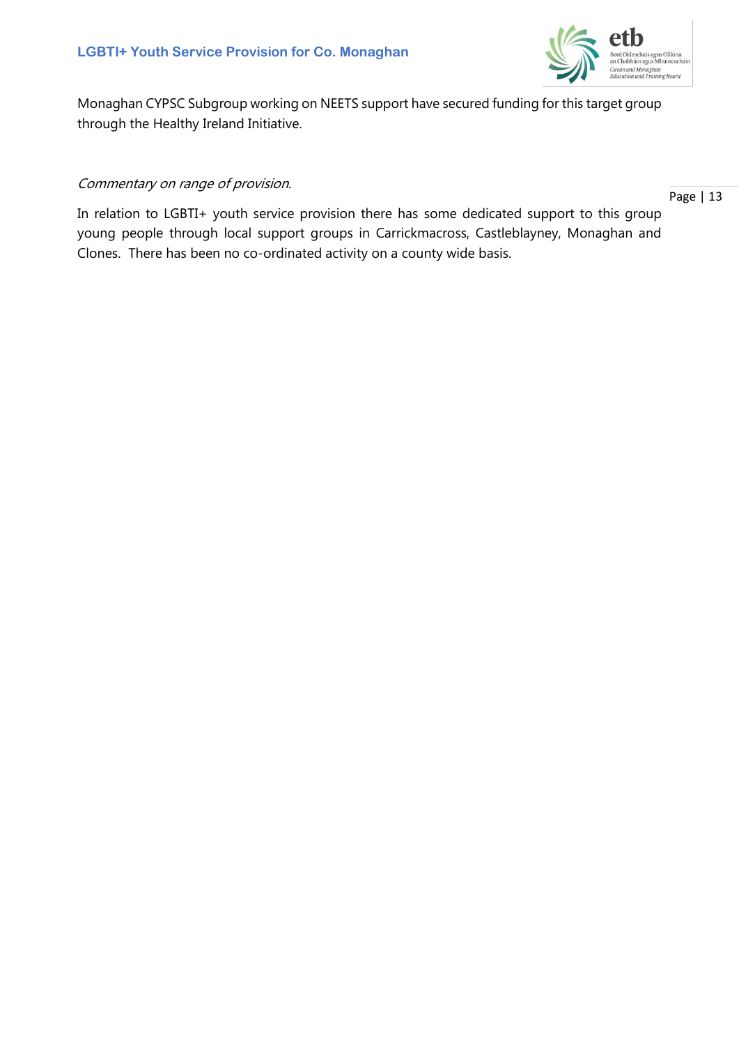Monaghan CYPSC Subgroup working on NEETS support have secured funding for this target group through the Healthy Ireland Initiative.

*Commentary on range of provision.*

In relation to LGBTI+ youth service provision there has some dedicated support to this group young people through local support groups in Carrickmacross, Castleblayney, Monaghan and Clones. There has been no co-ordinated activity on a county wide basis.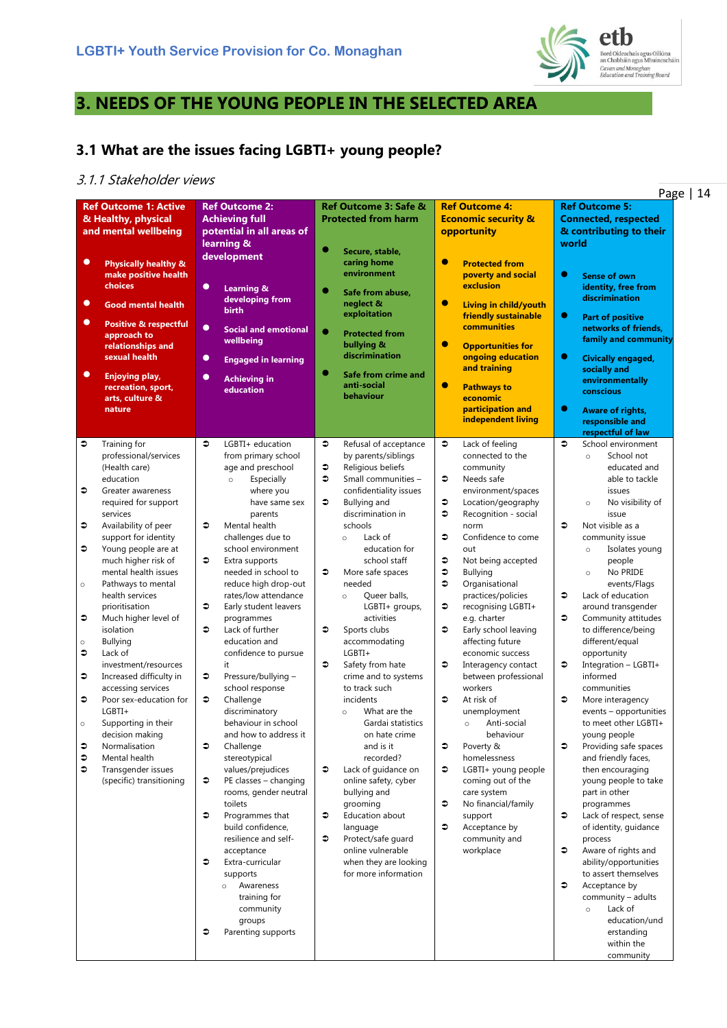# 3. NEEDS OF THE YOUNG PEOPLE IN THE SELECTED AREA

## 3.1 What are the issues facing LGBTI+ young people?

### *3.1.1 Stakeholder views*

| Ref Outcome 1: Active & Healthy, physical and mental wellbeing | Ref Outcome 2: Achieving full potential in all areas of learning & development | Ref Outcome 3: Safe & Protected from harm | Ref Outcome 4: Economic security & opportunity | Ref Outcome 5: Connected, respected & contributing to their world |
|---|---|---|---|---|
| • Physically healthy & make positive health choices<br>• Good mental health<br>• Positive & respectful approach to relationships and sexual health<br>• Enjoying play, recreation, sport, arts, culture & nature | • Learning & developing from birth<br>• Social and emotional wellbeing<br>• Engaged in learning<br>• Achieving in education | • Secure, stable, caring home environment<br>• Safe from abuse, neglect & exploitation<br>• Protected from bullying & discrimination<br>• Safe from crime and anti-social behaviour | • Protected from poverty and social exclusion<br>• Living in child/youth friendly sustainable communities<br>• Opportunities for ongoing education and training<br>• Pathways to economic participation and independent living | • Sense of own identity, free from discrimination<br>• Part of positive networks of friends, family and community<br>• Civically engaged, socially and environmentally conscious<br>• Aware of rights, responsible and respectful of law |
| ➲ Training for professional/services (Health care) education<br>➲ Greater awareness required for support services<br>➲ Availability of peer support for identity<br>➲ Young people are at much higher risk of mental health issues<br>○ Pathways to mental health services prioritisation<br>➲ Much higher level of isolation<br>○ Bullying<br>➲ Lack of investment/resources<br>➲ Increased difficulty in accessing services<br>➲ Poor sex-education for LGBTI+<br>○ Supporting in their decision making<br>➲ Normalisation<br>➲ Mental health<br>➲ Transgender issues (specific) transitioning | ➲ LGBTI+ education from primary school age and preschool<br>○ Especially where you have same sex parents<br>➲ Mental health challenges due to school environment<br>➲ Extra supports needed in school to reduce high drop-out rates/low attendance<br>➲ Early student leavers programmes<br>➲ Lack of further education and confidence to pursue it<br>➲ Pressure/bullying – school response<br>➲ Challenge discriminatory behaviour in school and how to address it<br>➲ Challenge stereotypical values/prejudices<br>➲ PE classes – changing rooms, gender neutral toilets<br>➲ Programmes that build confidence, resilience and self-acceptance<br>➲ Extra-curricular supports<br>○ Awareness training for community groups<br>➲ Parenting supports | ➲ Refusal of acceptance by parents/siblings<br>➲ Religious beliefs<br>➲ Small communities – confidentiality issues<br>➲ Bullying and discrimination in schools<br>○ Lack of education for school staff<br>➲ More safe spaces needed<br>○ Queer balls, LGBTI+ groups, activities<br>➲ Sports clubs accommodating LGBTI+<br>➲ Safety from hate crime and to systems to track such incidents<br>○ What are the Gardai statistics on hate crime and is it recorded?<br>➲ Lack of guidance on online safety, cyber bullying and grooming<br>➲ Education about language<br>➲ Protect/safe guard online vulnerable when they are looking for more information | ➲ Lack of feeling connected to the community<br>➲ Needs safe environment/spaces<br>➲ Location/geography<br>➲ Recognition - social norm<br>➲ Confidence to come out<br>➲ Not being accepted<br>➲ Bullying<br>➲ Organisational practices/policies<br>➲ recognising LGBTI+ e.g. charter<br>➲ Early school leaving affecting future economic success<br>➲ Interagency contact between professional workers<br>➲ At risk of unemployment<br>○ Anti-social behaviour<br>➲ Poverty & homelessness<br>➲ LGBTI+ young people coming out of the care system<br>➲ No financial/family support<br>➲ Acceptance by community and workplace | ➲ School environment<br>○ School not educated and able to tackle issues<br>○ No visibility of issue<br>➲ Not visible as a community issue<br>○ Isolates young people<br>○ No PRIDE events/Flags<br>➲ Lack of education around transgender<br>➲ Community attitudes to difference/being different/equal opportunity<br>➲ Integration – LGBTI+ informed communities<br>➲ More interagency events – opportunities to meet other LGBTI+ young people<br>➲ Providing safe spaces and friendly faces, then encouraging young people to take part in other programmes<br>➲ Lack of respect, sense of identity, guidance process<br>➲ Aware of rights and ability/opportunities to assert themselves<br>➲ Acceptance by community – adults<br>○ Lack of education/understanding within the community |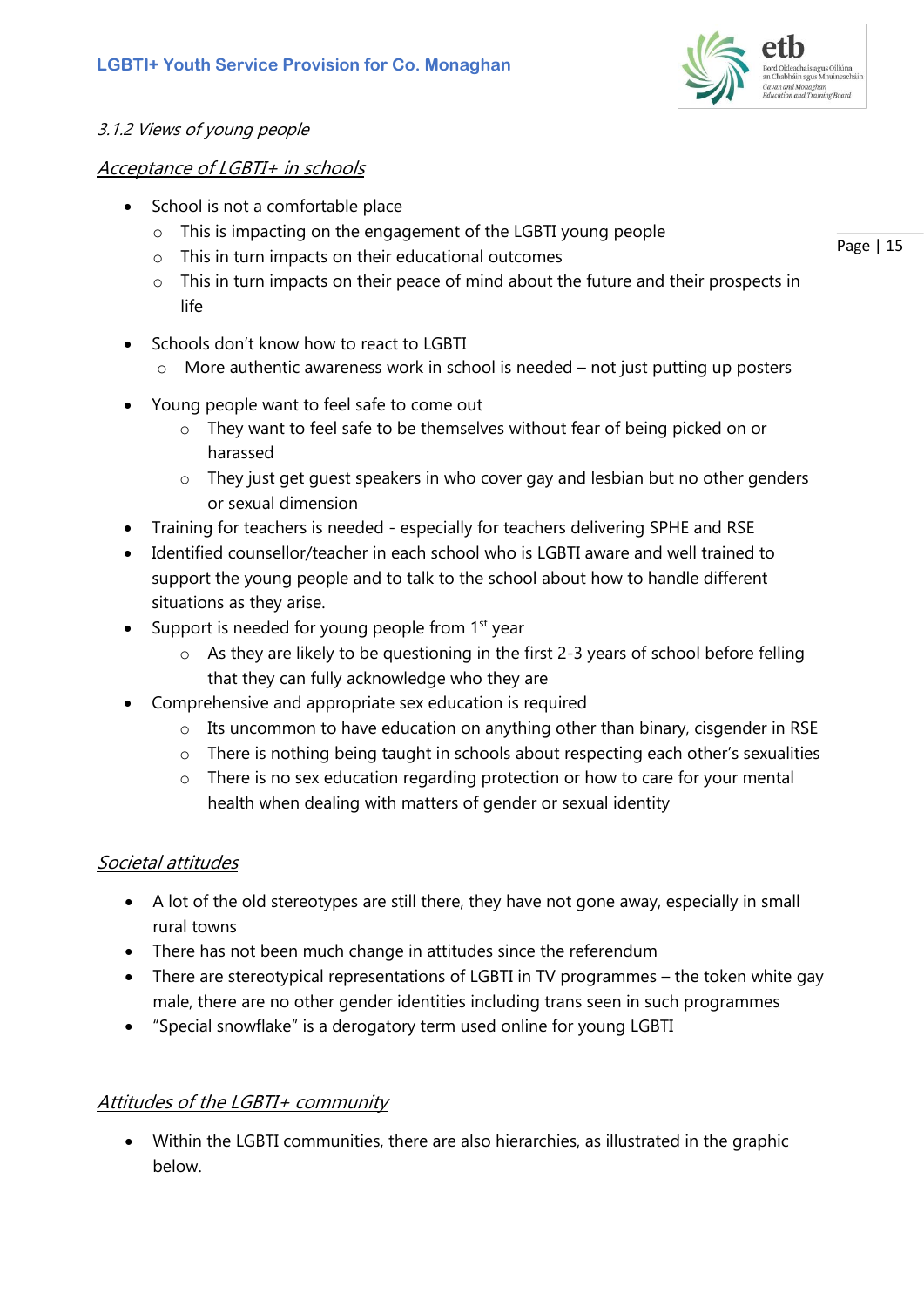*3.1.2 Views of young people*

*Acceptance of LGBTI+ in schools*

- School is not a comfortable place
  - This is impacting on the engagement of the LGBTI young people
  - This in turn impacts on their educational outcomes
  - This in turn impacts on their peace of mind about the future and their prospects in life
- Schools don't know how to react to LGBTI
  - More authentic awareness work in school is needed – not just putting up posters
- Young people want to feel safe to come out
  - They want to feel safe to be themselves without fear of being picked on or harassed
  - They just get guest speakers in who cover gay and lesbian but no other genders or sexual dimension
- Training for teachers is needed - especially for teachers delivering SPHE and RSE
- Identified counsellor/teacher in each school who is LGBTI aware and well trained to support the young people and to talk to the school about how to handle different situations as they arise.
- Support is needed for young people from 1st year
  - As they are likely to be questioning in the first 2-3 years of school before felling that they can fully acknowledge who they are
- Comprehensive and appropriate sex education is required
  - Its uncommon to have education on anything other than binary, cisgender in RSE
  - There is nothing being taught in schools about respecting each other's sexualities
  - There is no sex education regarding protection or how to care for your mental health when dealing with matters of gender or sexual identity

*Societal attitudes*

- A lot of the old stereotypes are still there, they have not gone away, especially in small rural towns
- There has not been much change in attitudes since the referendum
- There are stereotypical representations of LGBTI in TV programmes – the token white gay male, there are no other gender identities including trans seen in such programmes
- "Special snowflake" is a derogatory term used online for young LGBTI

*Attitudes of the LGBTI+ community*

- Within the LGBTI communities, there are also hierarchies, as illustrated in the graphic below.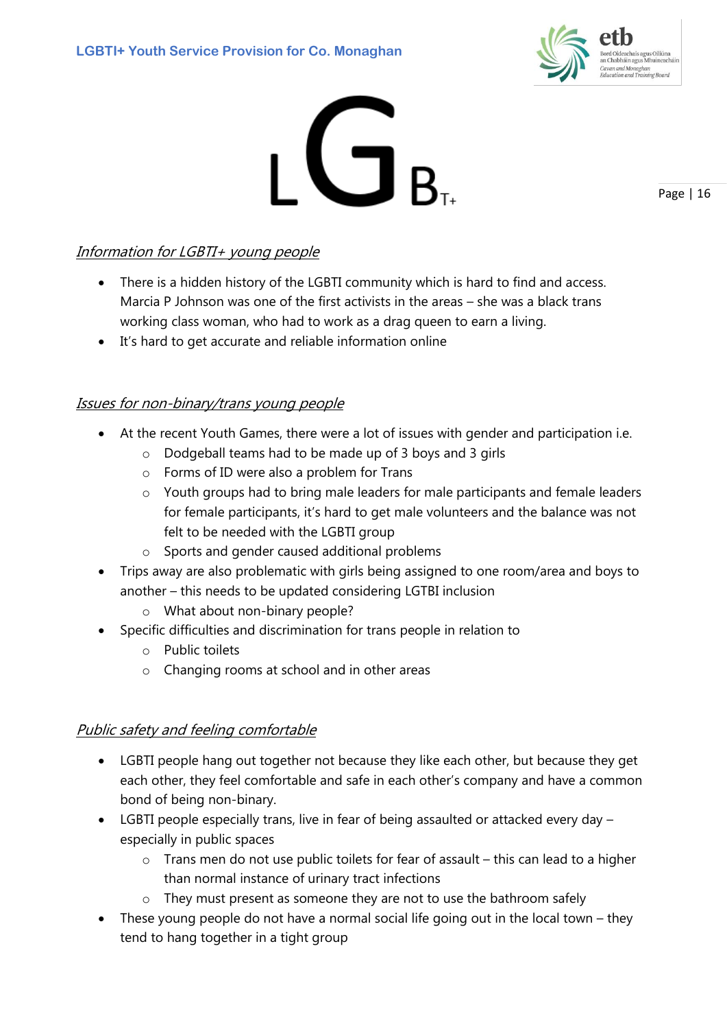## *Information for LGBTI+ young people*

- There is a hidden history of the LGBTI community which is hard to find and access. Marcia P Johnson was one of the first activists in the areas – she was a black trans working class woman, who had to work as a drag queen to earn a living.
- It's hard to get accurate and reliable information online

## *Issues for non-binary/trans young people*

- At the recent Youth Games, there were a lot of issues with gender and participation i.e.
  - Dodgeball teams had to be made up of 3 boys and 3 girls
  - Forms of ID were also a problem for Trans
  - Youth groups had to bring male leaders for male participants and female leaders for female participants, it's hard to get male volunteers and the balance was not felt to be needed with the LGBTI group
  - Sports and gender caused additional problems
- Trips away are also problematic with girls being assigned to one room/area and boys to another – this needs to be updated considering LGTBI inclusion
  - What about non-binary people?
- Specific difficulties and discrimination for trans people in relation to
  - Public toilets
  - Changing rooms at school and in other areas

## *Public safety and feeling comfortable*

- LGBTI people hang out together not because they like each other, but because they get each other, they feel comfortable and safe in each other's company and have a common bond of being non-binary.
- LGBTI people especially trans, live in fear of being assaulted or attacked every day – especially in public spaces
  - Trans men do not use public toilets for fear of assault – this can lead to a higher than normal instance of urinary tract infections
  - They must present as someone they are not to use the bathroom safely
- These young people do not have a normal social life going out in the local town – they tend to hang together in a tight group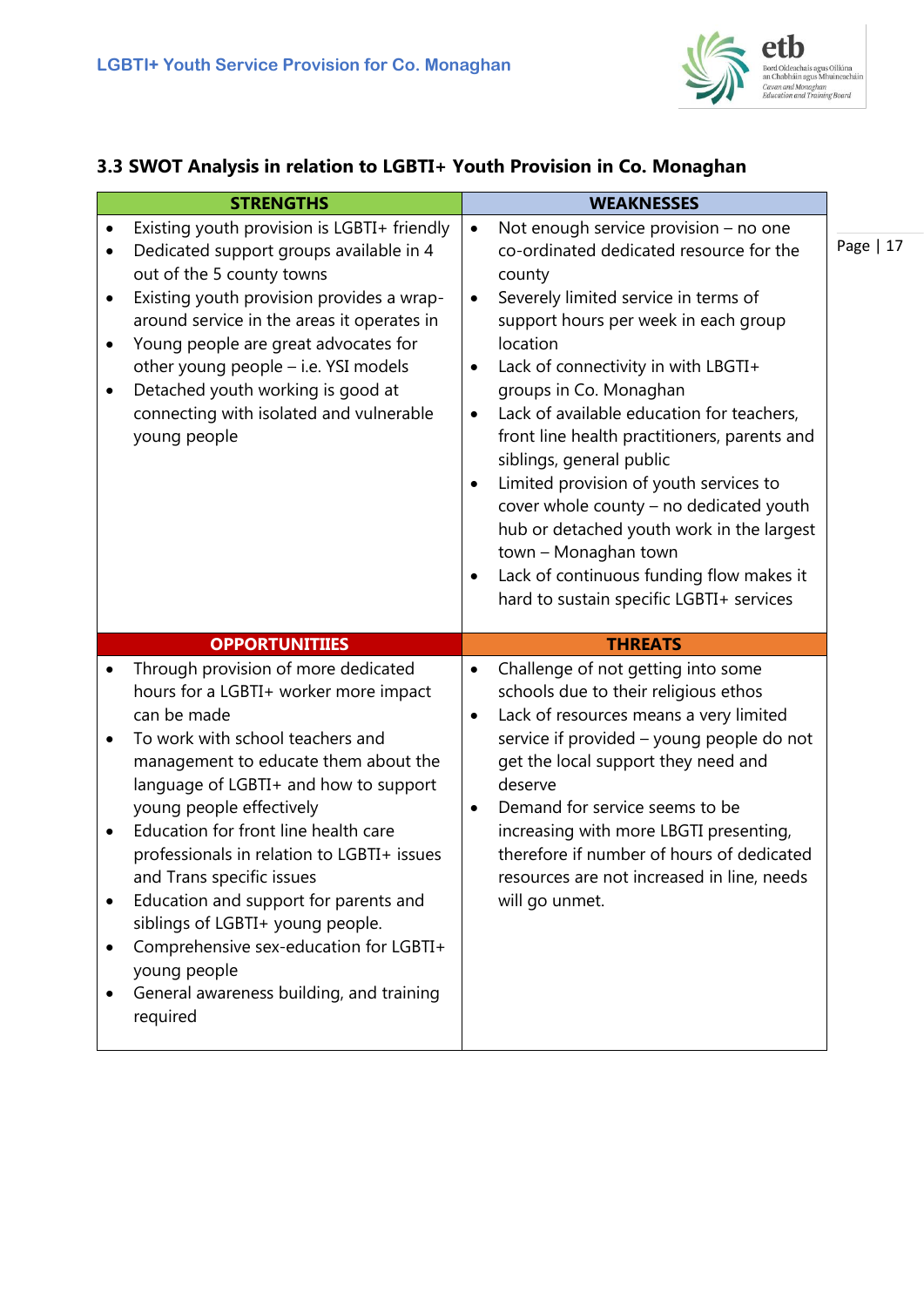### 3.3 SWOT Analysis in relation to LGBTI+ Youth Provision in Co. Monaghan

| STRENGTHS | WEAKNESSES |
|---|---|
| • Existing youth provision is LGBTI+ friendly<br>• Dedicated support groups available in 4 out of the 5 county towns<br>• Existing youth provision provides a wrap-around service in the areas it operates in<br>• Young people are great advocates for other young people – i.e. YSI models<br>• Detached youth working is good at connecting with isolated and vulnerable young people | • Not enough service provision – no one co-ordinated dedicated resource for the county<br>• Severely limited service in terms of support hours per week in each group location<br>• Lack of connectivity in with LBGTI+ groups in Co. Monaghan<br>• Lack of available education for teachers, front line health practitioners, parents and siblings, general public<br>• Limited provision of youth services to cover whole county – no dedicated youth hub or detached youth work in the largest town – Monaghan town<br>• Lack of continuous funding flow makes it hard to sustain specific LGBTI+ services |
| **OPPORTUNITIIES** | **THREATS** |
| • Through provision of more dedicated hours for a LGBTI+ worker more impact can be made<br>• To work with school teachers and management to educate them about the language of LGBTI+ and how to support young people effectively<br>• Education for front line health care professionals in relation to LGBTI+ issues and Trans specific issues<br>• Education and support for parents and siblings of LGBTI+ young people.<br>• Comprehensive sex-education for LGBTI+ young people<br>• General awareness building, and training required | • Challenge of not getting into some schools due to their religious ethos<br>• Lack of resources means a very limited service if provided – young people do not get the local support they need and deserve<br>• Demand for service seems to be increasing with more LBGTI presenting, therefore if number of hours of dedicated resources are not increased in line, needs will go unmet. |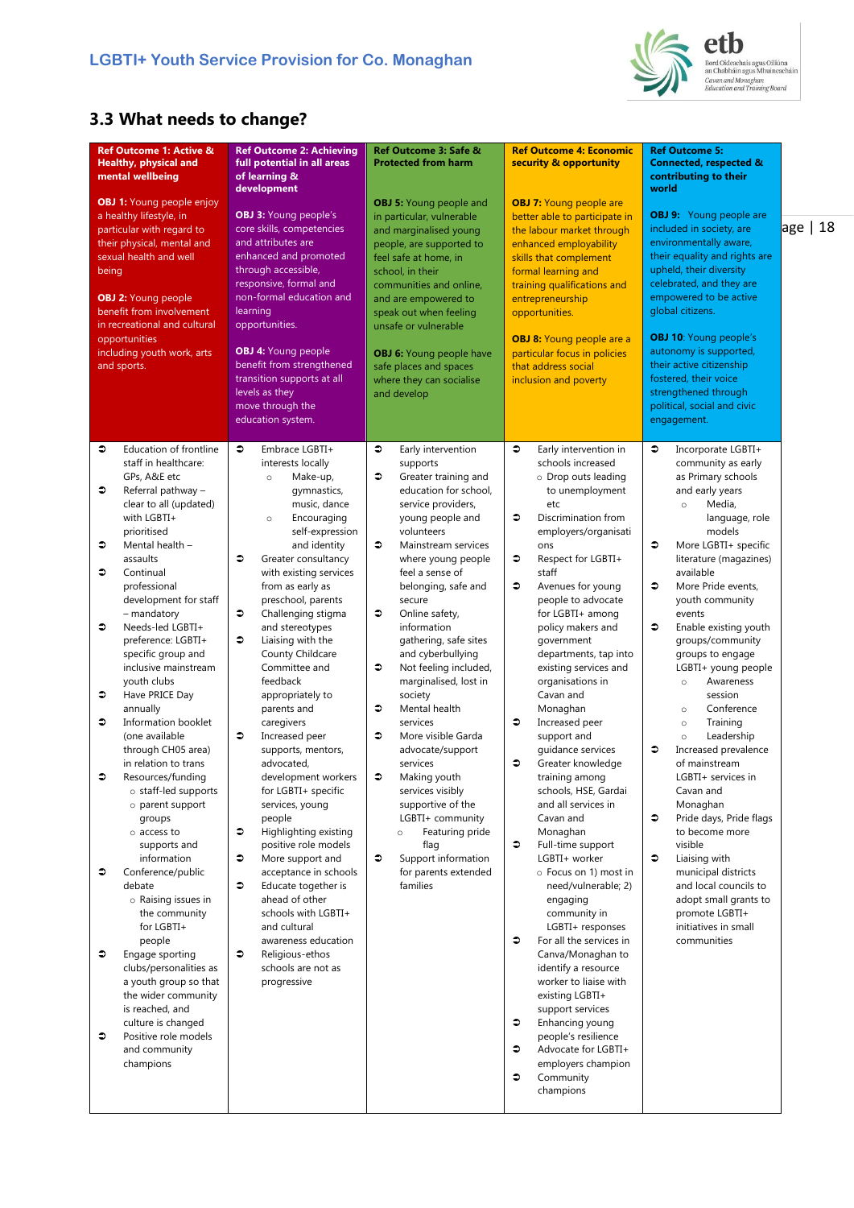## 3.3 What needs to change?

| Ref Outcome 1: Active & Healthy, physical and mental wellbeing<br><br>**OBJ 1:** Young people enjoy a healthy lifestyle, in particular with regard to their physical, mental and sexual health and well being<br><br>**OBJ 2:** Young people benefit from involvement in recreational and cultural opportunities including youth work, arts and sports. | Ref Outcome 2: Achieving full potential in all areas of learning & development<br><br>**OBJ 3:** Young people's core skills, competencies and attributes are enhanced and promoted through accessible, responsive, formal and non-formal education and learning opportunities.<br><br>**OBJ 4:** Young people benefit from strengthened transition supports at all levels as they move through the education system. | Ref Outcome 3: Safe & Protected from harm<br><br>**OBJ 5:** Young people and in particular, vulnerable and marginalised young people, are supported to feel safe at home, in school, in their communities and online, and are empowered to speak out when feeling unsafe or vulnerable<br><br>**OBJ 6:** Young people have safe places and spaces where they can socialise and develop | Ref Outcome 4: Economic security & opportunity<br><br>**OBJ 7:** Young people are better able to participate in the labour market through enhanced employability skills that complement formal learning and training qualifications and entrepreneurship opportunities.<br><br>**OBJ 8:** Young people are a particular focus in policies that address social inclusion and poverty | Ref Outcome 5: Connected, respected & contributing to their world<br><br>**OBJ 9:** Young people are included in society, are environmentally aware, their equality and rights are upheld, their diversity celebrated, and they are empowered to be active global citizens.<br><br>**OBJ 10**: Young people's autonomy is supported, their active citizenship fostered, their voice strengthened through political, social and civic engagement. |
|---|---|---|---|---|
| ➲ Education of frontline staff in healthcare: GPs, A&E etc<br>➲ Referral pathway – clear to all (updated) with LGBTI+ prioritised<br>➲ Mental health – assaults<br>➲ Continual professional development for staff – mandatory<br>➲ Needs-led LGBTI+ preference: LGBTI+ specific group and inclusive mainstream youth clubs<br>➲ Have PRICE Day annually<br>➲ Information booklet (one available through CH05 area) in relation to trans<br>➲ Resources/funding<br>○ staff-led supports<br>○ parent support groups<br>○ access to supports and information<br>➲ Conference/public debate<br>○ Raising issues in the community for LGBTI+ people<br>➲ Engage sporting clubs/personalities as a youth group so that the wider community is reached, and culture is changed<br>➲ Positive role models and community champions | ➲ Embrace LGBTI+ interests locally<br>○ Make-up, gymnastics, music, dance<br>○ Encouraging self-expression and identity<br>➲ Greater consultancy with existing services from as early as preschool, parents<br>➲ Challenging stigma and stereotypes<br>➲ Liaising with the County Childcare Committee and feedback appropriately to parents and caregivers<br>➲ Increased peer supports, mentors, advocated, development workers for LGBTI+ specific services, young people<br>➲ Highlighting existing positive role models<br>➲ More support and acceptance in schools<br>➲ Educate together is ahead of other schools with LGBTI+ and cultural awareness education<br>➲ Religious-ethos schools are not as progressive | ➲ Early intervention supports<br>➲ Greater training and education for school, service providers, young people and volunteers<br>➲ Mainstream services where young people feel a sense of belonging, safe and secure<br>➲ Online safety, information gathering, safe sites and cyberbullying<br>➲ Not feeling included, marginalised, lost in society<br>➲ Mental health services<br>➲ More visible Garda advocate/support services<br>➲ Making youth services visibly supportive of the LGBTI+ community<br>○ Featuring pride flag<br>➲ Support information for parents extended families | ➲ Early intervention in schools increased<br>○ Drop outs leading to unemployment etc<br>➲ Discrimination from employers/organisations<br>➲ Respect for LGBTI+ staff<br>➲ Avenues for young people to advocate for LGBTI+ among policy makers and government departments, tap into existing services and organisations in Cavan and Monaghan<br>➲ Increased peer support and guidance services<br>➲ Greater knowledge training among schools, HSE, Gardai and all services in Cavan and Monaghan<br>➲ Full-time support LGBTI+ worker<br>○ Focus on 1) most in need/vulnerable; 2) engaging community in LGBTI+ responses<br>➲ For all the services in Canva/Monaghan to identify a resource worker to liaise with existing LGBTI+ support services<br>➲ Enhancing young people's resilience<br>➲ Advocate for LGBTI+ employers champion<br>➲ Community champions | ➲ Incorporate LGBTI+ community as early as Primary schools and early years<br>○ Media, language, role models<br>➲ More LGBTI+ specific literature (magazines) available<br>➲ More Pride events, youth community events<br>➲ Enable existing youth groups/community groups to engage LGBTI+ young people<br>○ Awareness session<br>○ Conference<br>○ Training<br>○ Leadership<br>➲ Increased prevalence of mainstream LGBTI+ services in Cavan and Monaghan<br>➲ Pride days, Pride flags to become more visible<br>➲ Liaising with municipal districts and local councils to adopt small grants to promote LGBTI+ initiatives in small communities |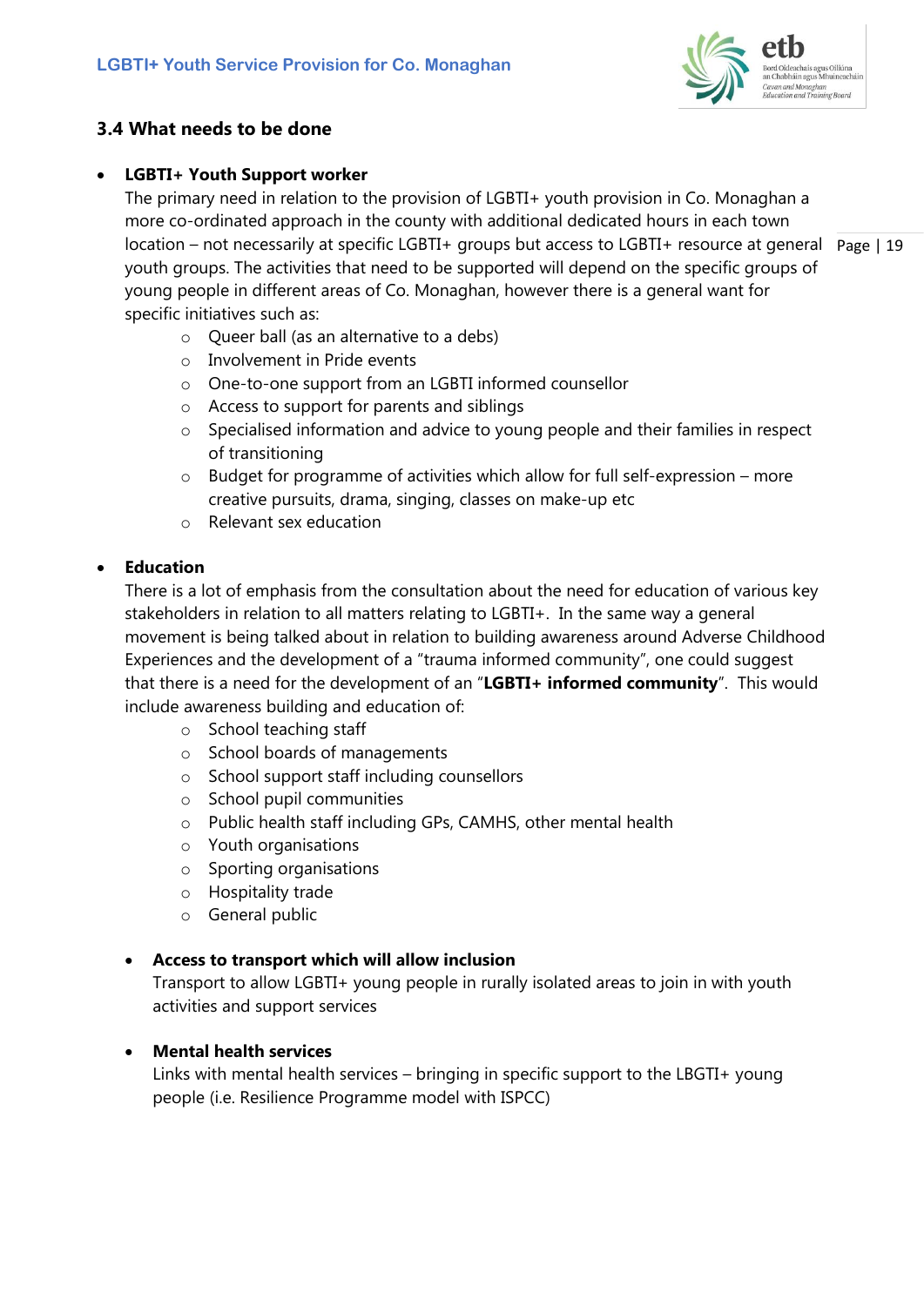## 3.4 What needs to be done

- **LGBTI+ Youth Support worker**
  The primary need in relation to the provision of LGBTI+ youth provision in Co. Monaghan a more co-ordinated approach in the county with additional dedicated hours in each town location – not necessarily at specific LGBTI+ groups but access to LGBTI+ resource at general youth groups. The activities that need to be supported will depend on the specific groups of young people in different areas of Co. Monaghan, however there is a general want for specific initiatives such as:
  - Queer ball (as an alternative to a debs)
  - Involvement in Pride events
  - One-to-one support from an LGBTI informed counsellor
  - Access to support for parents and siblings
  - Specialised information and advice to young people and their families in respect of transitioning
  - Budget for programme of activities which allow for full self-expression – more creative pursuits, drama, singing, classes on make-up etc
  - Relevant sex education

- **Education**
  There is a lot of emphasis from the consultation about the need for education of various key stakeholders in relation to all matters relating to LGBTI+. In the same way a general movement is being talked about in relation to building awareness around Adverse Childhood Experiences and the development of a "trauma informed community", one could suggest that there is a need for the development of an "**LGBTI+ informed community**". This would include awareness building and education of:
  - School teaching staff
  - School boards of managements
  - School support staff including counsellors
  - School pupil communities
  - Public health staff including GPs, CAMHS, other mental health
  - Youth organisations
  - Sporting organisations
  - Hospitality trade
  - General public

- **Access to transport which will allow inclusion**
  Transport to allow LGBTI+ young people in rurally isolated areas to join in with youth activities and support services

- **Mental health services**
  Links with mental health services – bringing in specific support to the LBGTI+ young people (i.e. Resilience Programme model with ISPCC)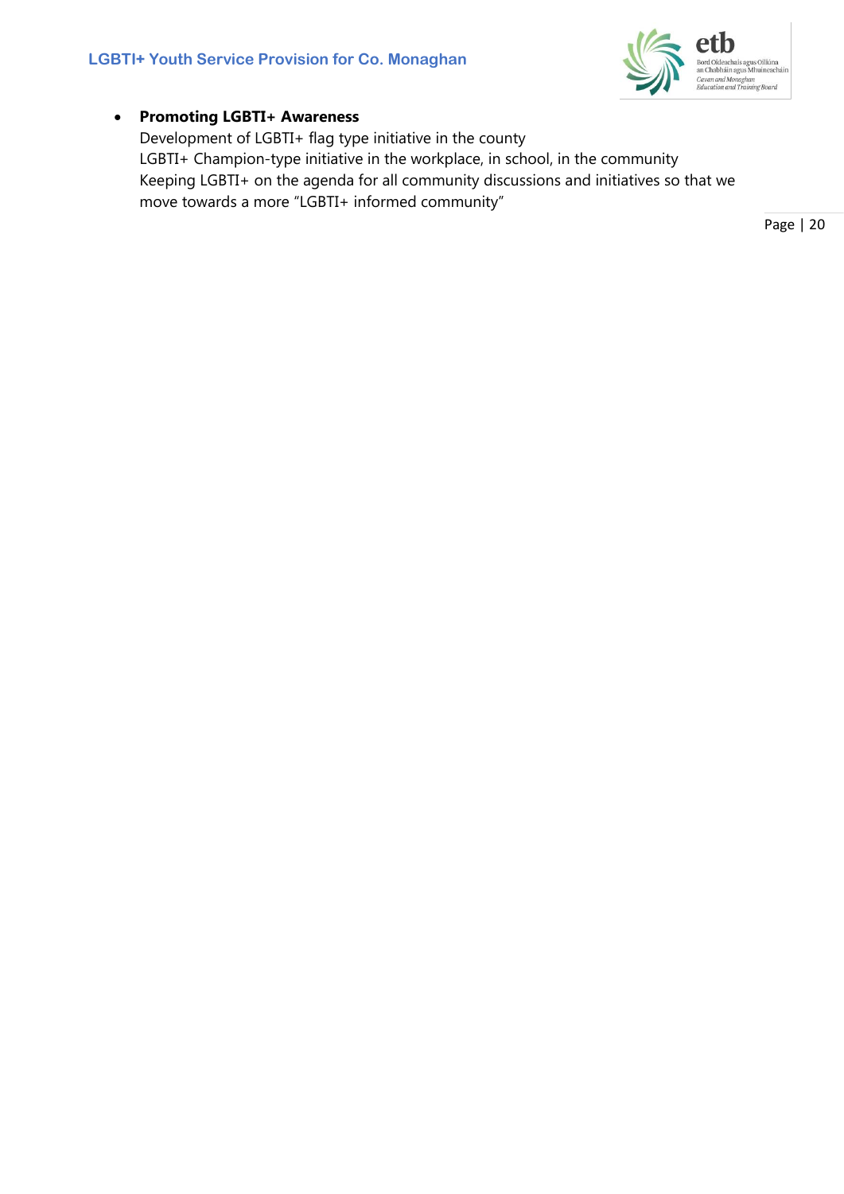- **Promoting LGBTI+ Awareness**
  Development of LGBTI+ flag type initiative in the county
  LGBTI+ Champion-type initiative in the workplace, in school, in the community
  Keeping LGBTI+ on the agenda for all community discussions and initiatives so that we move towards a more "LGBTI+ informed community"